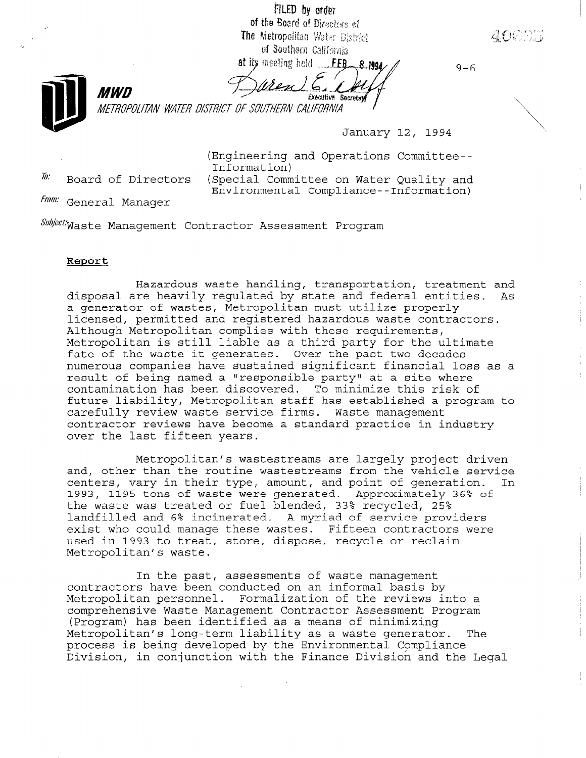FILED by order of the Board of Directors of The Metropolitan Water District of Southern California at its meeting held FEB 8 1994

Karen E. Duff
Executive Secretary

9-6

**MWD**
METROPOLITAN WATER DISTRICT OF SOUTHERN CALIFORNIA

January 12, 1994

(Engineering and Operations Committee--Information)
(Special Committee on Water Quality and Environmental Compliance--Information)

To: Board of Directors

From: General Manager

Subject: Waste Management Contractor Assessment Program

**Report**

Hazardous waste handling, transportation, treatment and disposal are heavily regulated by state and federal entities. As a generator of wastes, Metropolitan must utilize properly licensed, permitted and registered hazardous waste contractors. Although Metropolitan complies with these requirements, Metropolitan is still liable as a third party for the ultimate fate of the waste it generates. Over the past two decades numerous companies have sustained significant financial loss as a result of being named a "responsible party" at a site where contamination has been discovered. To minimize this risk of future liability, Metropolitan staff has established a program to carefully review waste service firms. Waste management contractor reviews have become a standard practice in industry over the last fifteen years.

Metropolitan's wastestreams are largely project driven and, other than the routine wastestreams from the vehicle service centers, vary in their type, amount, and point of generation. In 1993, 1195 tons of waste were generated. Approximately 36% of the waste was treated or fuel blended, 33% recycled, 25% landfilled and 6% incinerated. A myriad of service providers exist who could manage these wastes. Fifteen contractors were used in 1993 to treat, store, dispose, recycle or reclaim Metropolitan's waste.

In the past, assessments of waste management contractors have been conducted on an informal basis by Metropolitan personnel. Formalization of the reviews into a comprehensive Waste Management Contractor Assessment Program (Program) has been identified as a means of minimizing Metropolitan's long-term liability as a waste generator. The process is being developed by the Environmental Compliance Division, in conjunction with the Finance Division and the Legal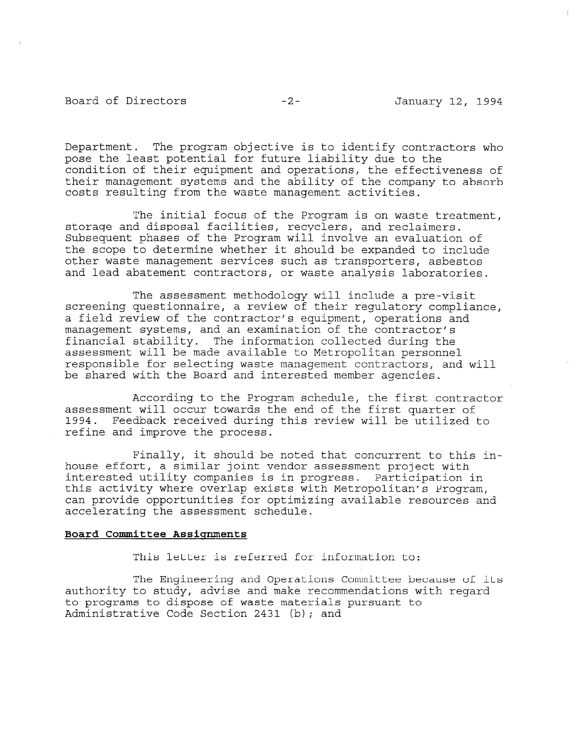Department. The program objective is to identify contractors who pose the least potential for future liability due to the condition of their equipment and operations, the effectiveness of their management systems and the ability of the company to absorb costs resulting from the waste management activities.

The initial focus of the Program is on waste treatment, storage and disposal facilities, recyclers, and reclaimers. Subsequent phases of the Program will involve an evaluation of the scope to determine whether it should be expanded to include other waste management services such as transporters, asbestos and lead abatement contractors, or waste analysis laboratories.

The assessment methodology will include a pre-visit screening questionnaire, a review of their regulatory compliance, a field review of the contractor's equipment, operations and management systems, and an examination of the contractor's financial stability. The information collected during the assessment will be made available to Metropolitan personnel responsible for selecting waste management contractors, and will be shared with the Board and interested member agencies.

According to the Program schedule, the first contractor assessment will occur towards the end of the first quarter of 1994. Feedback received during this review will be utilized to refine and improve the process.

Finally, it should be noted that concurrent to this in-house effort, a similar joint vendor assessment project with interested utility companies is in progress. Participation in this activity where overlap exists with Metropolitan's Program, can provide opportunities for optimizing available resources and accelerating the assessment schedule.

**Board Committee Assignments**

This letter is referred for information to:

The Engineering and Operations Committee because of its authority to study, advise and make recommendations with regard to programs to dispose of waste materials pursuant to Administrative Code Section 2431 (b); and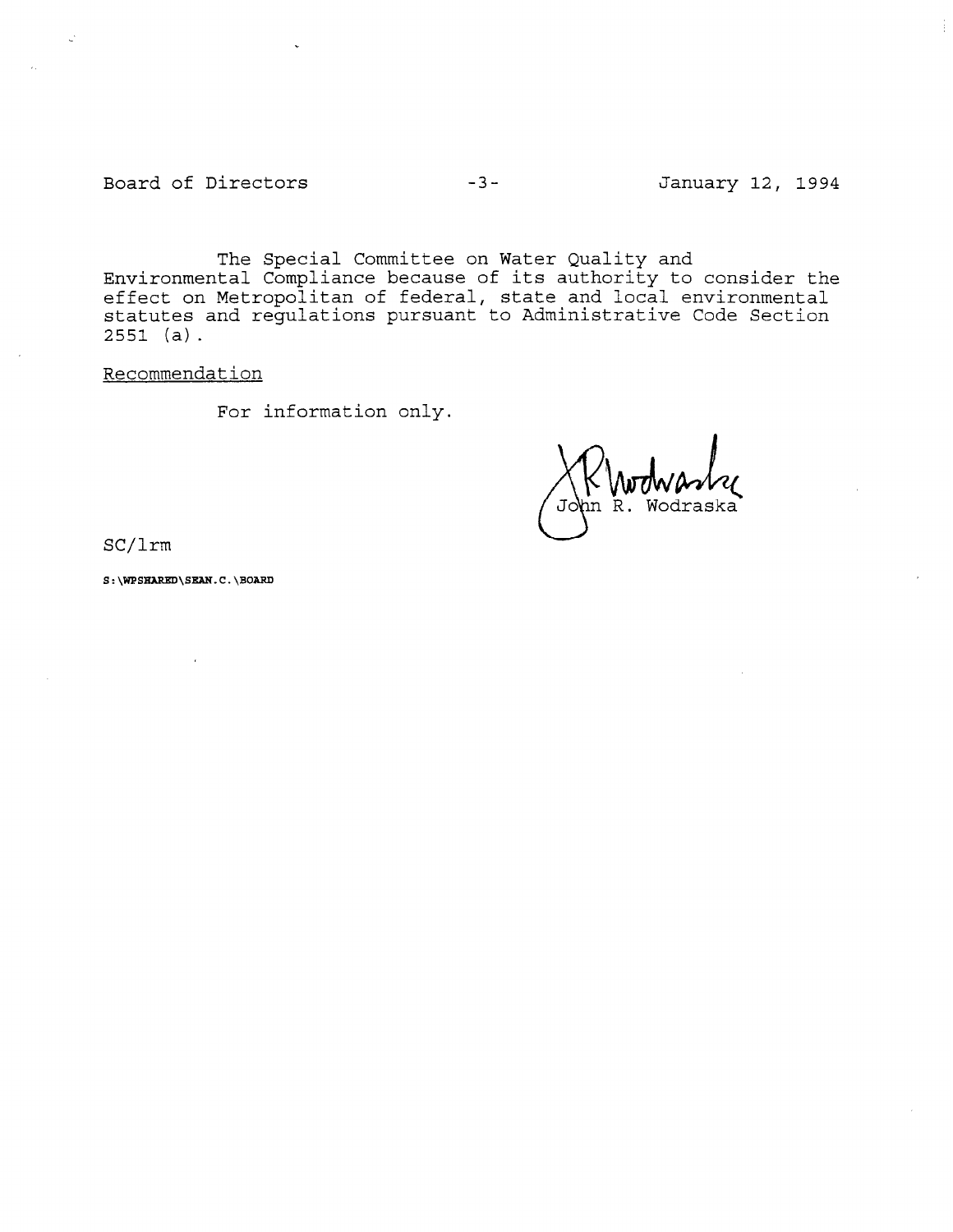The Special Committee on Water Quality and Environmental Compliance because of its authority to consider the effect on Metropolitan of federal, state and local environmental statutes and regulations pursuant to Administrative Code Section 2551 (a).

Recommendation

For information only.

John R. Wodraska

SC/lrm

S:\WPSHARED\SEAN.C.\BOARD